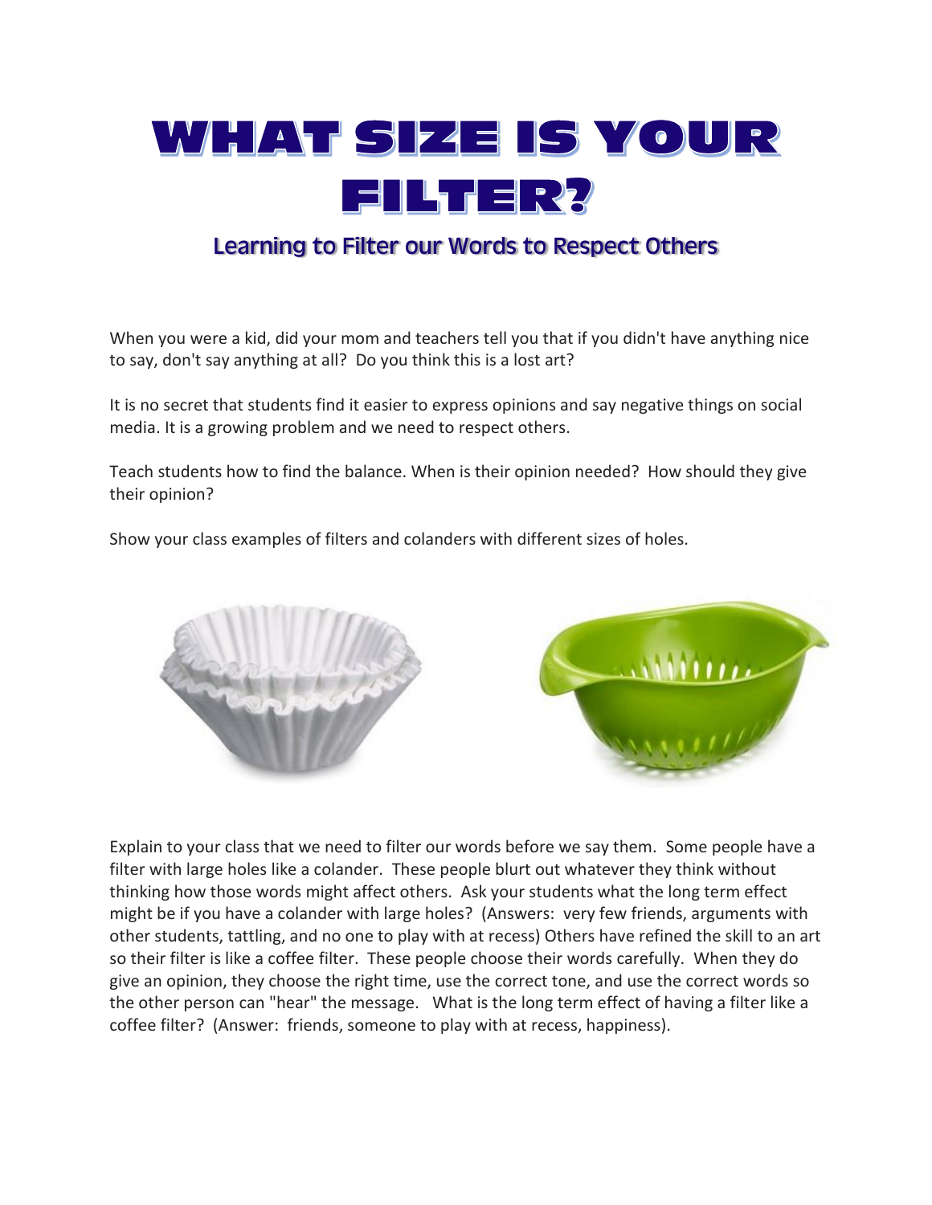# WHAT SIZE IS YOUR FILTER?

## Learning to Filter our Words to Respect Others

When you were a kid, did your mom and teachers tell you that if you didn't have anything nice to say, don't say anything at all? Do you think this is a lost art?

It is no secret that students find it easier to express opinions and say negative things on social media. It is a growing problem and we need to respect others.

Teach students how to find the balance. When is their opinion needed? How should they give their opinion?

Show your class examples of filters and colanders with different sizes of holes.

Explain to your class that we need to filter our words before we say them. Some people have a filter with large holes like a colander. These people blurt out whatever they think without thinking how those words might affect others. Ask your students what the long term effect might be if you have a colander with large holes? (Answers: very few friends, arguments with other students, tattling, and no one to play with at recess) Others have refined the skill to an art so their filter is like a coffee filter. These people choose their words carefully. When they do give an opinion, they choose the right time, use the correct tone, and use the correct words so the other person can "hear" the message. What is the long term effect of having a filter like a coffee filter? (Answer: friends, someone to play with at recess, happiness).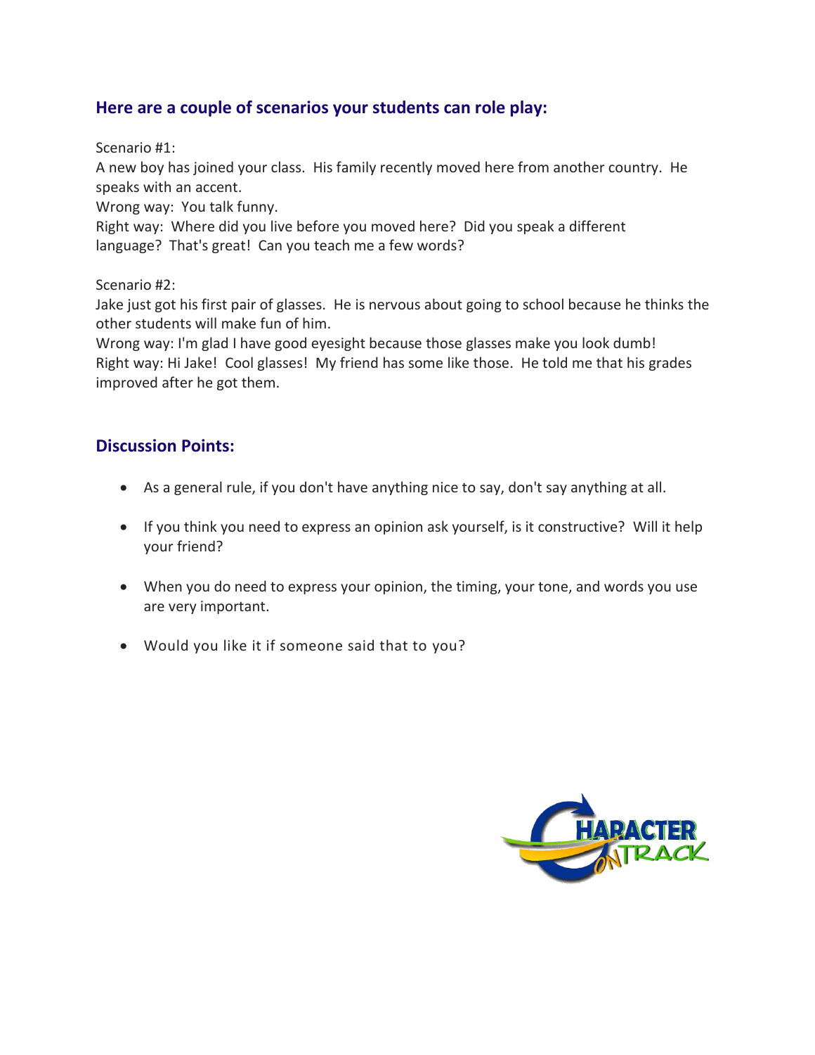## Here are a couple of scenarios your students can role play:

Scenario #1:
A new boy has joined your class. His family recently moved here from another country. He speaks with an accent.
Wrong way: You talk funny.
Right way: Where did you live before you moved here? Did you speak a different language? That's great! Can you teach me a few words?

Scenario #2:
Jake just got his first pair of glasses. He is nervous about going to school because he thinks the other students will make fun of him.
Wrong way: I'm glad I have good eyesight because those glasses make you look dumb!
Right way: Hi Jake! Cool glasses! My friend has some like those. He told me that his grades improved after he got them.

## Discussion Points:

- As a general rule, if you don't have anything nice to say, don't say anything at all.
- If you think you need to express an opinion ask yourself, is it constructive? Will it help your friend?
- When you do need to express your opinion, the timing, your tone, and words you use are very important.
- Would you like it if someone said that to you?